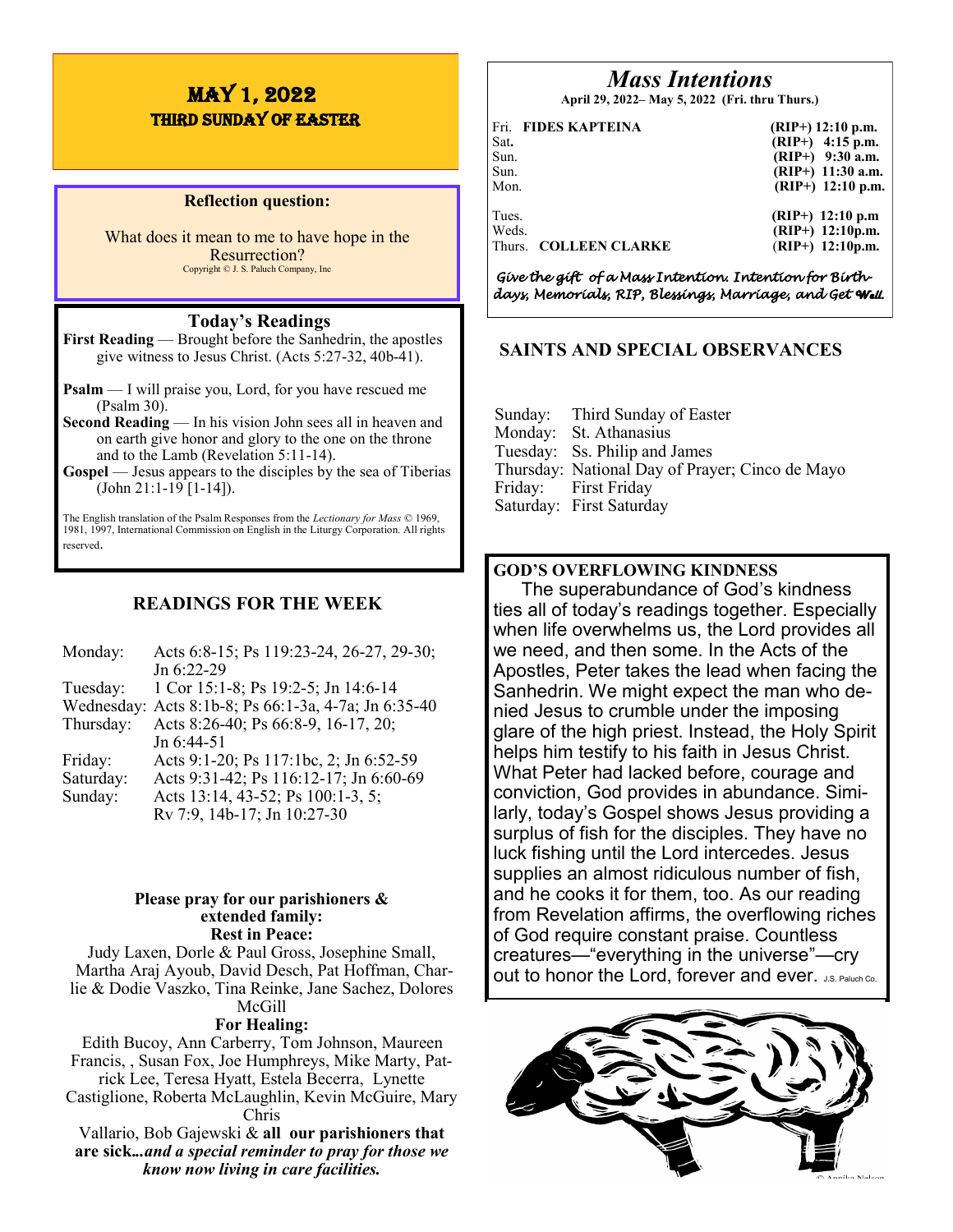# MAY 1, 2022
## THIRD SUNDAY OF EASTER

**Reflection question:**

What does it mean to me to have hope in the Resurrection?

Copyright © J. S. Paluch Company, Inc

## Today's Readings

**First Reading** — Brought before the Sanhedrin, the apostles give witness to Jesus Christ. (Acts 5:27-32, 40b-41).

**Psalm** — I will praise you, Lord, for you have rescued me (Psalm 30).

**Second Reading** — In his vision John sees all in heaven and on earth give honor and glory to the one on the throne and to the Lamb (Revelation 5:11-14).

**Gospel** — Jesus appears to the disciples by the sea of Tiberias (John 21:1-19 [1-14]).

The English translation of the Psalm Responses from the *Lectionary for Mass* © 1969, 1981, 1997, International Commission on English in the Liturgy Corporation. All rights reserved.

## READINGS FOR THE WEEK

| | |
|---|---|
| Monday: | Acts 6:8-15; Ps 119:23-24, 26-27, 29-30; Jn 6:22-29 |
| Tuesday: | 1 Cor 15:1-8; Ps 19:2-5; Jn 14:6-14 |
| Wednesday: | Acts 8:1b-8; Ps 66:1-3a, 4-7a; Jn 6:35-40 |
| Thursday: | Acts 8:26-40; Ps 66:8-9, 16-17, 20; Jn 6:44-51 |
| Friday: | Acts 9:1-20; Ps 117:1bc, 2; Jn 6:52-59 |
| Saturday: | Acts 9:31-42; Ps 116:12-17; Jn 6:60-69 |
| Sunday: | Acts 13:14, 43-52; Ps 100:1-3, 5; Rv 7:9, 14b-17; Jn 10:27-30 |

**Please pray for our parishioners & extended family:**

**Rest in Peace:**

Judy Laxen, Dorle & Paul Gross, Josephine Small, Martha Araj Ayoub, David Desch, Pat Hoffman, Charlie & Dodie Vaszko, Tina Reinke, Jane Sachez, Dolores McGill

**For Healing:**

Edith Bucoy, Ann Carberry, Tom Johnson, Maureen Francis, , Susan Fox, Joe Humphreys, Mike Marty, Patrick Lee, Teresa Hyatt, Estela Becerra, Lynette Castiglione, Roberta McLaughlin, Kevin McGuire, Mary Chris Vallario, Bob Gajewski & **all our parishioners that are sick...*and a special reminder to pray for those we know now living in care facilities.***

## *Mass Intentions*

**April 29, 2022– May 5, 2022 (Fri. thru Thurs.)**

| | | |
|---|---|---|
| Fri. | **FIDES KAPTEINA** | **(RIP+) 12:10 p.m.** |
| Sat. | | **(RIP+) 4:15 p.m.** |
| Sun. | | **(RIP+) 9:30 a.m.** |
| Sun. | | **(RIP+) 11:30 a.m.** |
| Mon. | | **(RIP+) 12:10 p.m.** |
| Tues. | | **(RIP+) 12:10 p.m** |
| Weds. | | **(RIP+) 12:10p.m.** |
| Thurs. | **COLLEEN CLARKE** | **(RIP+) 12:10p.m.** |

*Give the gift of a Mass Intention. Intention for Birthdays, Memorials, RIP, Blessings, Marriage, and Get Well.*

## SAINTS AND SPECIAL OBSERVANCES

| | |
|---|---|
| Sunday: | Third Sunday of Easter |
| Monday: | St. Athanasius |
| Tuesday: | Ss. Philip and James |
| Thursday: | National Day of Prayer; Cinco de Mayo |
| Friday: | First Friday |
| Saturday: | First Saturday |

**GOD'S OVERFLOWING KINDNESS**

The superabundance of God's kindness ties all of today's readings together. Especially when life overwhelms us, the Lord provides all we need, and then some. In the Acts of the Apostles, Peter takes the lead when facing the Sanhedrin. We might expect the man who denied Jesus to crumble under the imposing glare of the high priest. Instead, the Holy Spirit helps him testify to his faith in Jesus Christ. What Peter had lacked before, courage and conviction, God provides in abundance. Similarly, today's Gospel shows Jesus providing a surplus of fish for the disciples. They have no luck fishing until the Lord intercedes. Jesus supplies an almost ridiculous number of fish, and he cooks it for them, too. As our reading from Revelation affirms, the overflowing riches of God require constant praise. Countless creatures—"everything in the universe"—cry out to honor the Lord, forever and ever. J.S. Paluch Co.

© Annika Nelson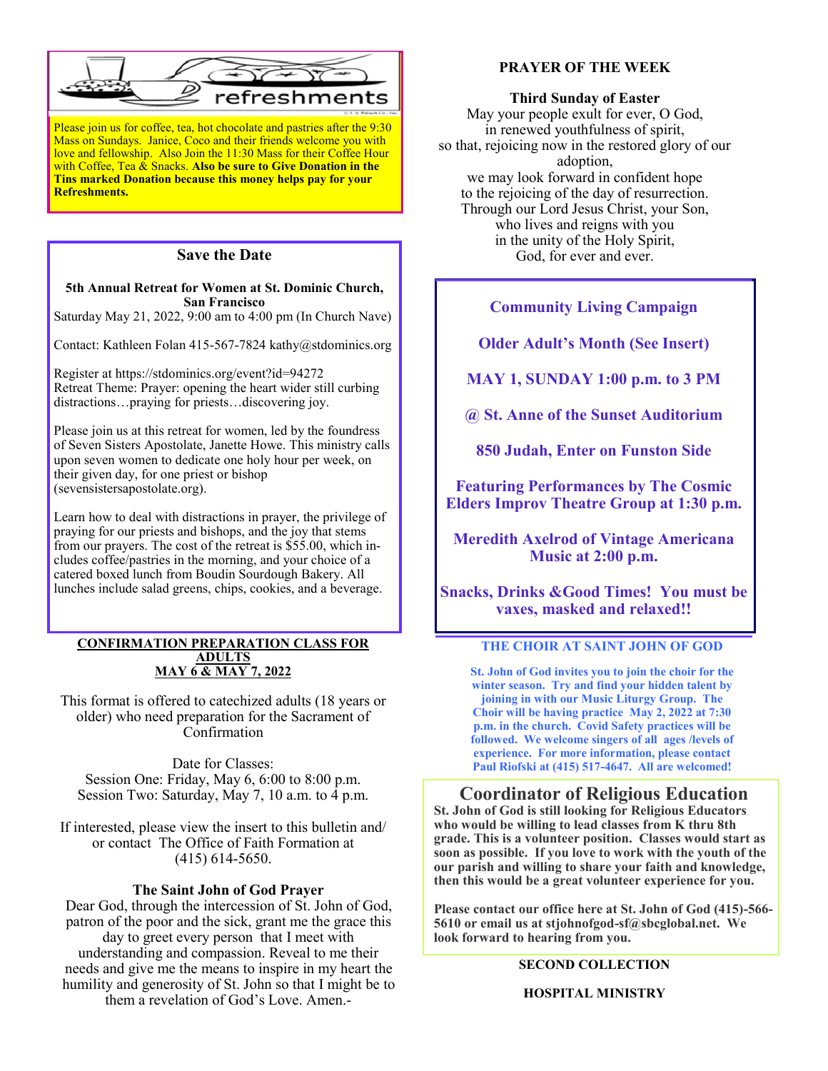## refreshments

Please join us for coffee, tea, hot chocolate and pastries after the 9:30 Mass on Sundays. Janice, Coco and their friends welcome you with love and fellowship. Also Join the 11:30 Mass for their Coffee Hour with Coffee, Tea & Snacks. **Also be sure to Give Donation in the Tins marked Donation because this money helps pay for your Refreshments.**

## Save the Date

**5th Annual Retreat for Women at St. Dominic Church, San Francisco**
Saturday May 21, 2022, 9:00 am to 4:00 pm (In Church Nave)

Contact: Kathleen Folan 415-567-7824 kathy@stdominics.org

Register at https://stdominics.org/event?id=94272
Retreat Theme: Prayer: opening the heart wider still curbing distractions…praying for priests…discovering joy.

Please join us at this retreat for women, led by the foundress of Seven Sisters Apostolate, Janette Howe. This ministry calls upon seven women to dedicate one holy hour per week, on their given day, for one priest or bishop (sevensistersapostolate.org).

Learn how to deal with distractions in prayer, the privilege of praying for our priests and bishops, and the joy that stems from our prayers. The cost of the retreat is $55.00, which includes coffee/pastries in the morning, and your choice of a catered boxed lunch from Boudin Sourdough Bakery. All lunches include salad greens, chips, cookies, and a beverage.

**CONFIRMATION PREPARATION CLASS FOR ADULTS**
**MAY 6 & MAY 7, 2022**

This format is offered to catechized adults (18 years or older) who need preparation for the Sacrament of Confirmation

Date for Classes:
Session One: Friday, May 6, 6:00 to 8:00 p.m.
Session Two: Saturday, May 7, 10 a.m. to 4 p.m.

If interested, please view the insert to this bulletin and/ or contact The Office of Faith Formation at (415) 614-5650.

### The Saint John of God Prayer

Dear God, through the intercession of St. John of God, patron of the poor and the sick, grant me the grace this day to greet every person that I meet with understanding and compassion. Reveal to me their needs and give me the means to inspire in my heart the humility and generosity of St. John so that I might be to them a revelation of God's Love. Amen.-

## PRAYER OF THE WEEK

**Third Sunday of Easter**
May your people exult for ever, O God,
in renewed youthfulness of spirit,
so that, rejoicing now in the restored glory of our adoption,
we may look forward in confident hope
to the rejoicing of the day of resurrection.
Through our Lord Jesus Christ, your Son,
who lives and reigns with you
in the unity of the Holy Spirit,
God, for ever and ever.

**Community Living Campaign**

**Older Adult's Month (See Insert)**

**MAY 1, SUNDAY 1:00 p.m. to 3 PM**

**@ St. Anne of the Sunset Auditorium**

**850 Judah, Enter on Funston Side**

**Featuring Performances by The Cosmic Elders Improv Theatre Group at 1:30 p.m.**

**Meredith Axelrod of Vintage Americana Music at 2:00 p.m.**

**Snacks, Drinks &Good Times! You must be vaxes, masked and relaxed!!**

**THE CHOIR AT SAINT JOHN OF GOD**

**St. John of God invites you to join the choir for the winter season. Try and find your hidden talent by joining in with our Music Liturgy Group. The Choir will be having practice May 2, 2022 at 7:30 p.m. in the church. Covid Safety practices will be followed. We welcome singers of all ages /levels of experience. For more information, please contact Paul Riofski at (415) 517-4647. All are welcomed!**

## Coordinator of Religious Education

**St. John of God is still looking for Religious Educators who would be willing to lead classes from K thru 8th grade. This is a volunteer position. Classes would start as soon as possible. If you love to work with the youth of the our parish and willing to share your faith and knowledge, then this would be a great volunteer experience for you.**

**Please contact our office here at St. John of God (415)-566-5610 or email us at stjohnofgod-sf@sbcglobal.net. We look forward to hearing from you.**

**SECOND COLLECTION**

**HOSPITAL MINISTRY**